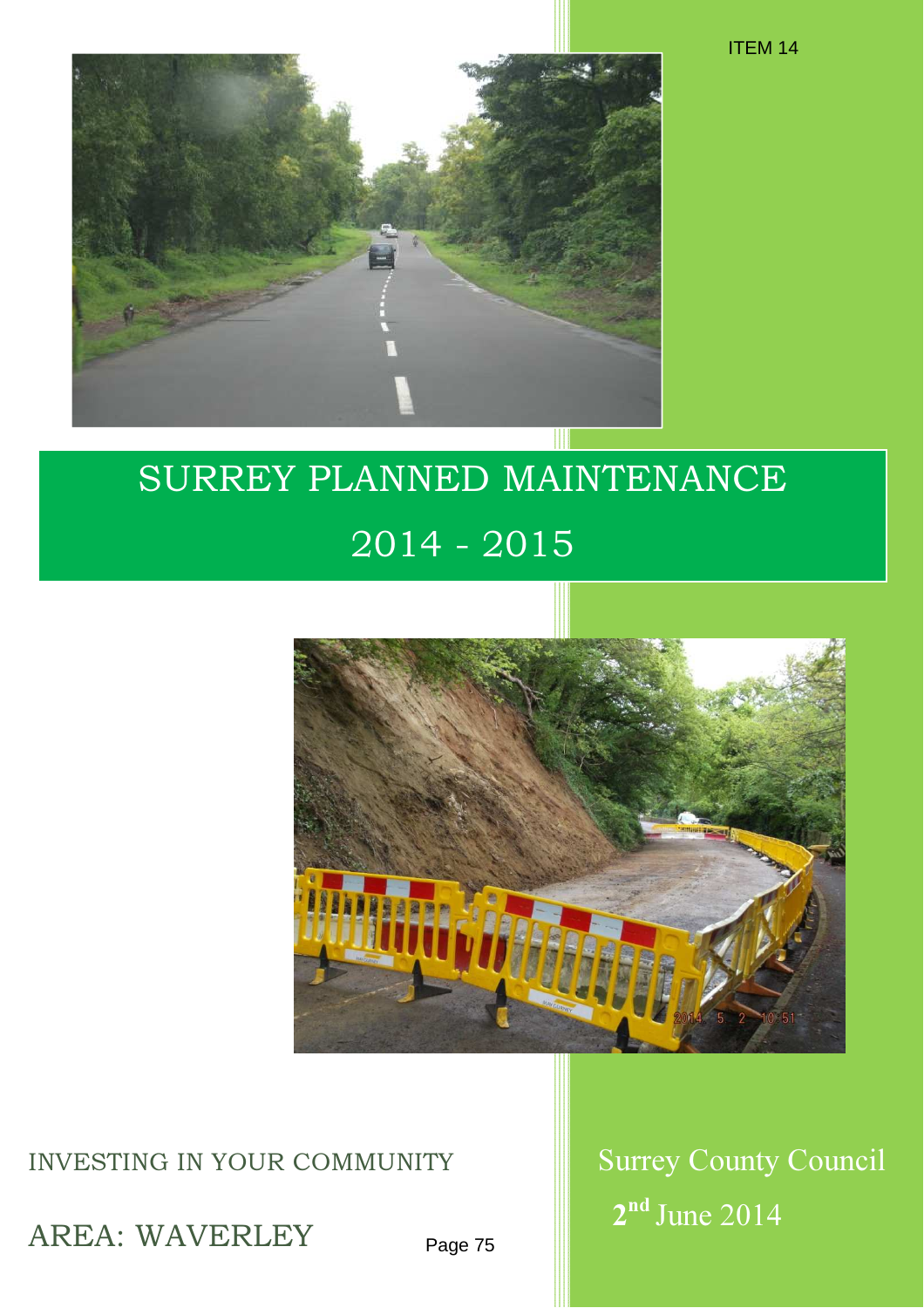ITEM 14

# SURREY PLANNED MAINTENANCE

# 2014 - 2015

INVESTING IN YOUR COMMUNITY

AREA: WAVERLEY

Surrey County Council

2nd June 2014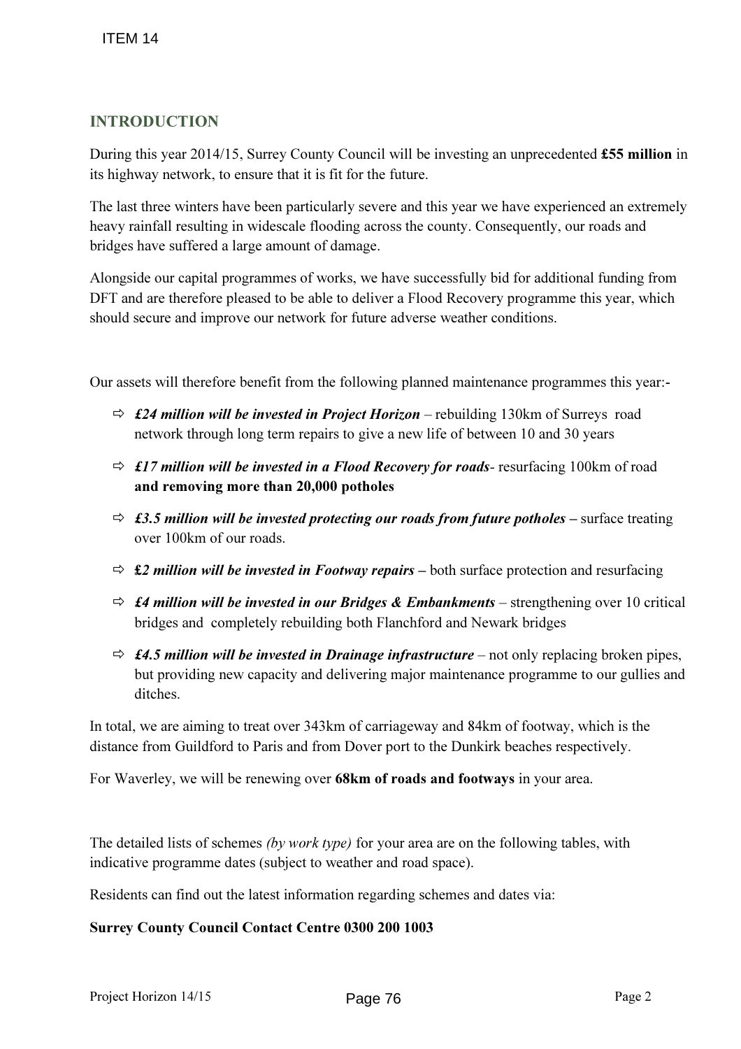ITEM 14

## INTRODUCTION

During this year 2014/15, Surrey County Council will be investing an unprecedented **£55 million** in its highway network, to ensure that it is fit for the future.

The last three winters have been particularly severe and this year we have experienced an extremely heavy rainfall resulting in widescale flooding across the county. Consequently, our roads and bridges have suffered a large amount of damage.

Alongside our capital programmes of works, we have successfully bid for additional funding from DFT and are therefore pleased to be able to deliver a Flood Recovery programme this year, which should secure and improve our network for future adverse weather conditions.

Our assets will therefore benefit from the following planned maintenance programmes this year:-

- ***£24 million will be invested in Project Horizon*** – rebuilding 130km of Surreys road network through long term repairs to give a new life of between 10 and 30 years
- ***£17 million will be invested in a Flood Recovery for roads***- resurfacing 100km of road **and removing more than 20,000 potholes**
- ***£3.5 million will be invested protecting our roads from future potholes –*** surface treating over 100km of our roads.
- ***£2 million will be invested in Footway repairs –*** both surface protection and resurfacing
- ***£4 million will be invested in our Bridges & Embankments*** – strengthening over 10 critical bridges and completely rebuilding both Flanchford and Newark bridges
- ***£4.5 million will be invested in Drainage infrastructure*** – not only replacing broken pipes, but providing new capacity and delivering major maintenance programme to our gullies and ditches.

In total, we are aiming to treat over 343km of carriageway and 84km of footway, which is the distance from Guildford to Paris and from Dover port to the Dunkirk beaches respectively.

For Waverley, we will be renewing over **68km of roads and footways** in your area.

The detailed lists of schemes *(by work type)* for your area are on the following tables, with indicative programme dates (subject to weather and road space).

Residents can find out the latest information regarding schemes and dates via:

**Surrey County Council Contact Centre 0300 200 1003**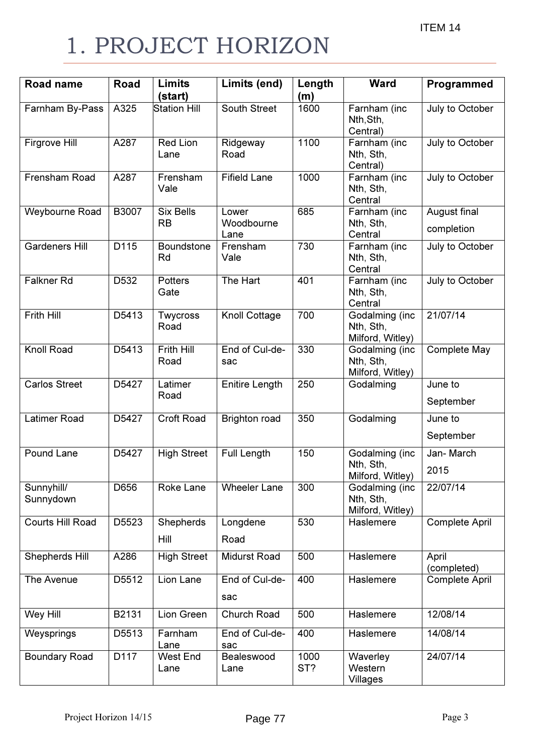ITEM 14

# 1. PROJECT HORIZON

| Road name | Road | Limits (start) | Limits (end) | Length (m) | Ward | Programmed |
|---|---|---|---|---|---|---|
| Farnham By-Pass | A325 | Station Hill | South Street | 1600 | Farnham (inc Nth,Sth, Central) | July to October |
| Firgrove Hill | A287 | Red Lion Lane | Ridgeway Road | 1100 | Farnham (inc Nth, Sth, Central) | July to October |
| Frensham Road | A287 | Frensham Vale | Fifield Lane | 1000 | Farnham (inc Nth, Sth, Central | July to October |
| Weybourne Road | B3007 | Six Bells RB | Lower Woodbourne Lane | 685 | Farnham (inc Nth, Sth, Central | August final completion |
| Gardeners Hill | D115 | Boundstone Rd | Frensham Vale | 730 | Farnham (inc Nth, Sth, Central | July to October |
| Falkner Rd | D532 | Potters Gate | The Hart | 401 | Farnham (inc Nth, Sth, Central | July to October |
| Frith Hill | D5413 | Twycross Road | Knoll Cottage | 700 | Godalming (inc Nth, Sth, Milford, Witley) | 21/07/14 |
| Knoll Road | D5413 | Frith Hill Road | End of Cul-de-sac | 330 | Godalming (inc Nth, Sth, Milford, Witley) | Complete May |
| Carlos Street | D5427 | Latimer Road | Enitire Length | 250 | Godalming | June to September |
| Latimer Road | D5427 | Croft Road | Brighton road | 350 | Godalming | June to September |
| Pound Lane | D5427 | High Street | Full Length | 150 | Godalming (inc Nth, Sth, Milford, Witley) | Jan- March 2015 |
| Sunnyhill/ Sunnydown | D656 | Roke Lane | Wheeler Lane | 300 | Godalming (inc Nth, Sth, Milford, Witley) | 22/07/14 |
| Courts Hill Road | D5523 | Shepherds Hill | Longdene Road | 530 | Haslemere | Complete April |
| Shepherds Hill | A286 | High Street | Midurst Road | 500 | Haslemere | April (completed) |
| The Avenue | D5512 | Lion Lane | End of Cul-de-sac | 400 | Haslemere | Complete April |
| Wey Hill | B2131 | Lion Green | Church Road | 500 | Haslemere | 12/08/14 |
| Weysprings | D5513 | Farnham Lane | End of Cul-de-sac | 400 | Haslemere | 14/08/14 |
| Boundary Road | D117 | West End Lane | Bealeswood Lane | 1000 ST? | Waverley Western Villages | 24/07/14 |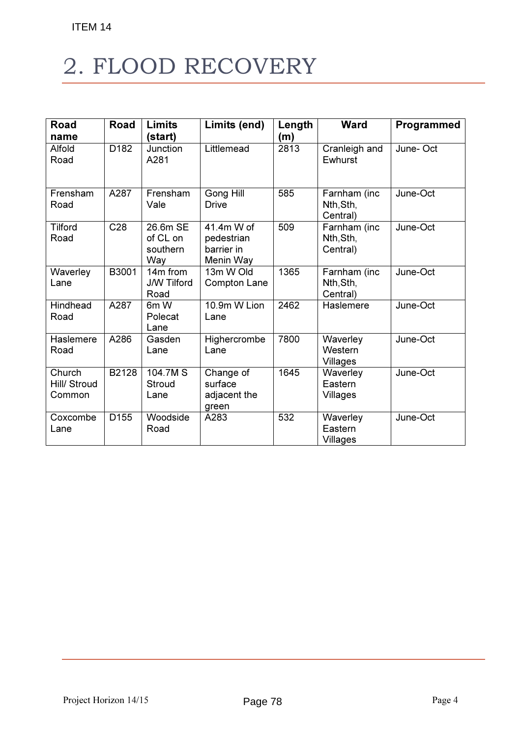# 2. FLOOD RECOVERY

| Road name | Road | Limits (start) | Limits (end) | Length (m) | Ward | Programmed |
|---|---|---|---|---|---|---|
| Alfold Road | D182 | Junction A281 | Littlemead | 2813 | Cranleigh and Ewhurst | June- Oct |
| Frensham Road | A287 | Frensham Vale | Gong Hill Drive | 585 | Farnham (inc Nth,Sth, Central) | June-Oct |
| Tilford Road | C28 | 26.6m SE of CL on southern Way | 41.4m W of pedestrian barrier in Menin Way | 509 | Farnham (inc Nth,Sth, Central) | June-Oct |
| Waverley Lane | B3001 | 14m from J/W Tilford Road | 13m W Old Compton Lane | 1365 | Farnham (inc Nth,Sth, Central) | June-Oct |
| Hindhead Road | A287 | 6m W Polecat Lane | 10.9m W Lion Lane | 2462 | Haslemere | June-Oct |
| Haslemere Road | A286 | Gasden Lane | Highercrombe Lane | 7800 | Waverley Western Villages | June-Oct |
| Church Hill/ Stroud Common | B2128 | 104.7M S Stroud Lane | Change of surface adjacent the green | 1645 | Waverley Eastern Villages | June-Oct |
| Coxcombe Lane | D155 | Woodside Road | A283 | 532 | Waverley Eastern Villages | June-Oct |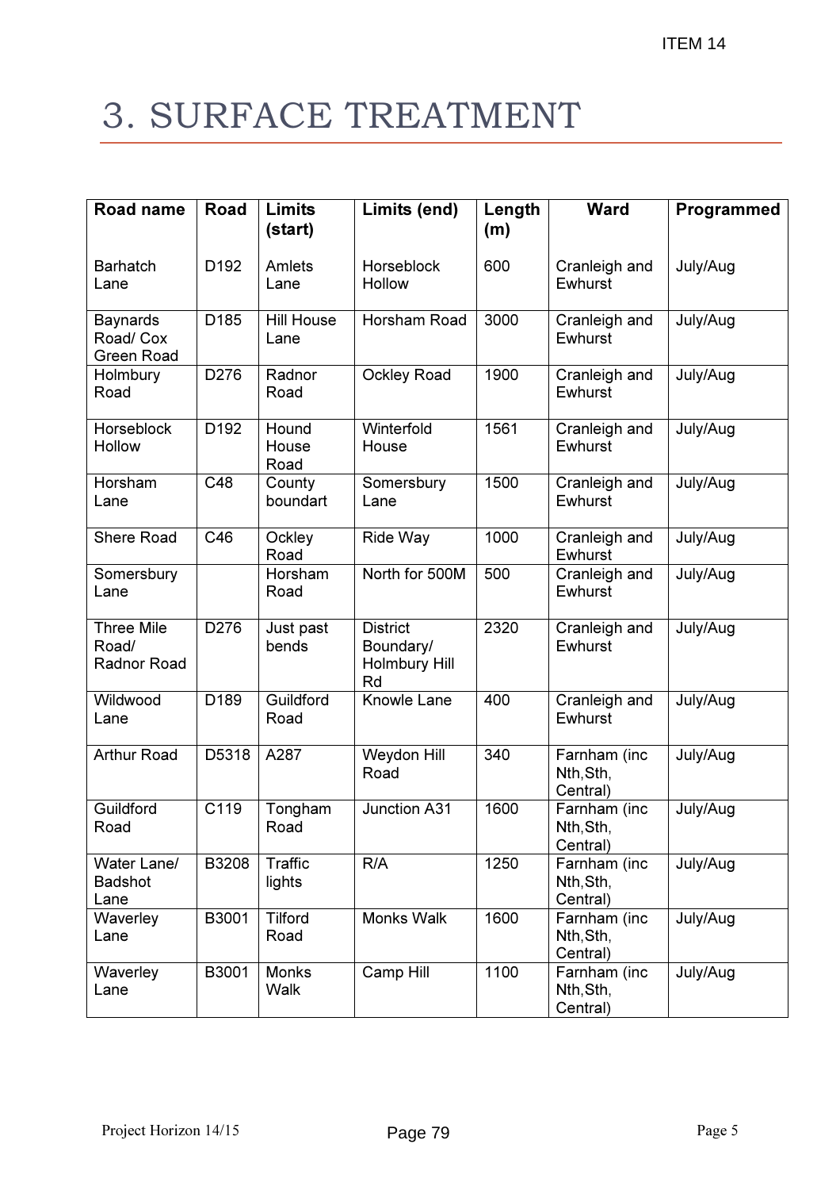# 3. SURFACE TREATMENT

| Road name | Road | Limits (start) | Limits (end) | Length (m) | Ward | Programmed |
|---|---|---|---|---|---|---|
| Barhatch Lane | D192 | Amlets Lane | Horseblock Hollow | 600 | Cranleigh and Ewhurst | July/Aug |
| Baynards Road/ Cox Green Road | D185 | Hill House Lane | Horsham Road | 3000 | Cranleigh and Ewhurst | July/Aug |
| Holmbury Road | D276 | Radnor Road | Ockley Road | 1900 | Cranleigh and Ewhurst | July/Aug |
| Horseblock Hollow | D192 | Hound House Road | Winterfold House | 1561 | Cranleigh and Ewhurst | July/Aug |
| Horsham Lane | C48 | County boundart | Somersbury Lane | 1500 | Cranleigh and Ewhurst | July/Aug |
| Shere Road | C46 | Ockley Road | Ride Way | 1000 | Cranleigh and Ewhurst | July/Aug |
| Somersbury Lane | | Horsham Road | North for 500M | 500 | Cranleigh and Ewhurst | July/Aug |
| Three Mile Road/ Radnor Road | D276 | Just past bends | District Boundary/ Holmbury Hill Rd | 2320 | Cranleigh and Ewhurst | July/Aug |
| Wildwood Lane | D189 | Guildford Road | Knowle Lane | 400 | Cranleigh and Ewhurst | July/Aug |
| Arthur Road | D5318 | A287 | Weydon Hill Road | 340 | Farnham (inc Nth,Sth, Central) | July/Aug |
| Guildford Road | C119 | Tongham Road | Junction A31 | 1600 | Farnham (inc Nth,Sth, Central) | July/Aug |
| Water Lane/ Badshot Lane | B3208 | Traffic lights | R/A | 1250 | Farnham (inc Nth,Sth, Central) | July/Aug |
| Waverley Lane | B3001 | Tilford Road | Monks Walk | 1600 | Farnham (inc Nth,Sth, Central) | July/Aug |
| Waverley Lane | B3001 | Monks Walk | Camp Hill | 1100 | Farnham (inc Nth,Sth, Central) | July/Aug |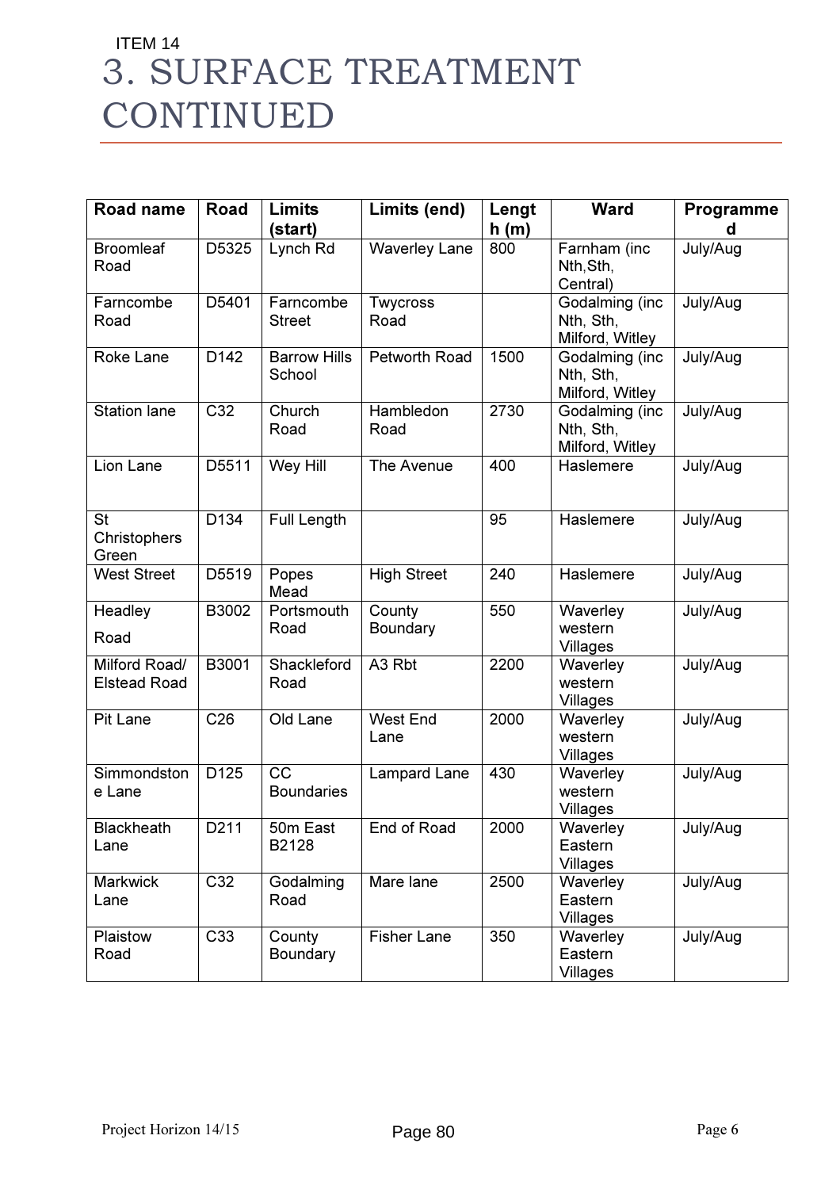ITEM 14

# 3. SURFACE TREATMENT CONTINUED

| Road name | Road | Limits (start) | Limits (end) | Length (m) | Ward | Programmed |
|---|---|---|---|---|---|---|
| Broomleaf Road | D5325 | Lynch Rd | Waverley Lane | 800 | Farnham (inc Nth,Sth, Central) | July/Aug |
| Farncombe Road | D5401 | Farncombe Street | Twycross Road | | Godalming (inc Nth, Sth, Milford, Witley | July/Aug |
| Roke Lane | D142 | Barrow Hills School | Petworth Road | 1500 | Godalming (inc Nth, Sth, Milford, Witley | July/Aug |
| Station lane | C32 | Church Road | Hambledon Road | 2730 | Godalming (inc Nth, Sth, Milford, Witley | July/Aug |
| Lion Lane | D5511 | Wey Hill | The Avenue | 400 | Haslemere | July/Aug |
| St Christophers Green | D134 | Full Length | | 95 | Haslemere | July/Aug |
| West Street | D5519 | Popes Mead | High Street | 240 | Haslemere | July/Aug |
| Headley Road | B3002 | Portsmouth Road | County Boundary | 550 | Waverley western Villages | July/Aug |
| Milford Road/ Elstead Road | B3001 | Shackleford Road | A3 Rbt | 2200 | Waverley western Villages | July/Aug |
| Pit Lane | C26 | Old Lane | West End Lane | 2000 | Waverley western Villages | July/Aug |
| Simmondstone Lane | D125 | CC Boundaries | Lampard Lane | 430 | Waverley western Villages | July/Aug |
| Blackheath Lane | D211 | 50m East B2128 | End of Road | 2000 | Waverley Eastern Villages | July/Aug |
| Markwick Lane | C32 | Godalming Road | Mare lane | 2500 | Waverley Eastern Villages | July/Aug |
| Plaistow Road | C33 | County Boundary | Fisher Lane | 350 | Waverley Eastern Villages | July/Aug |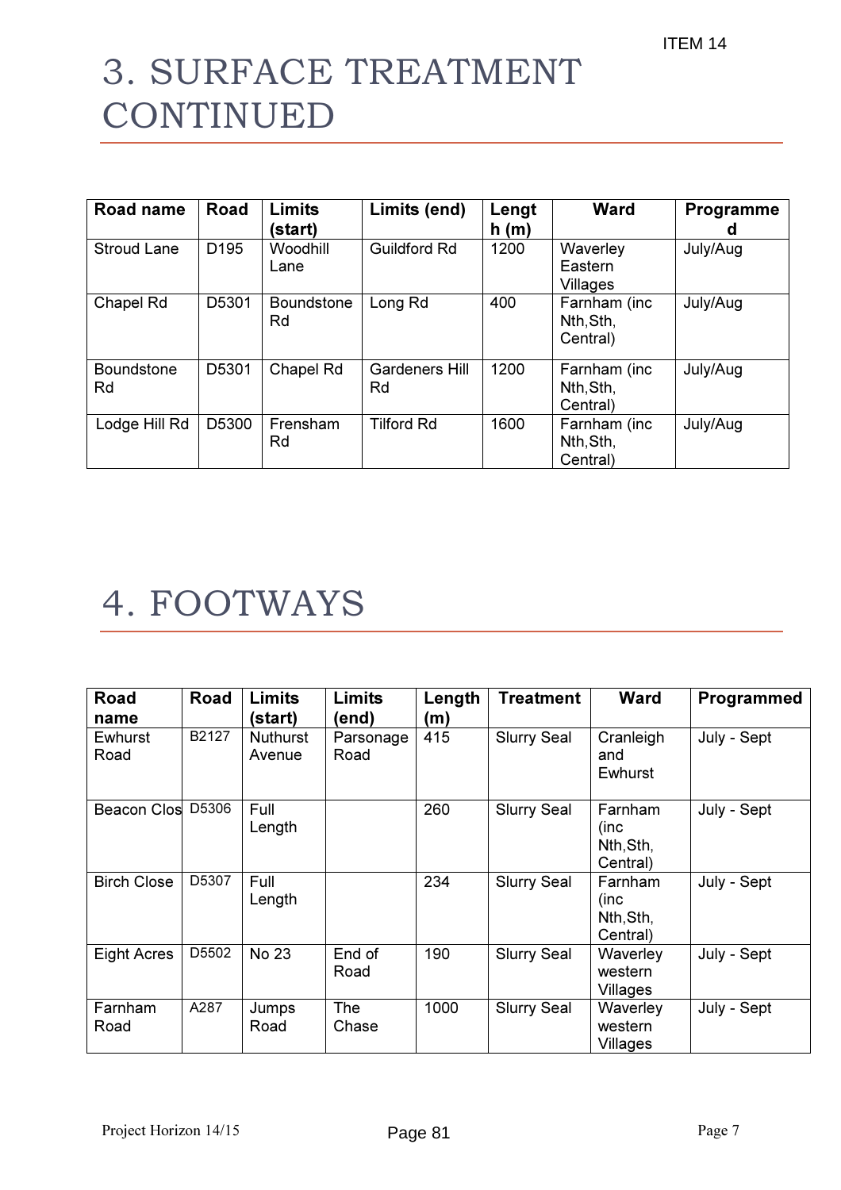ITEM 14

# 3. SURFACE TREATMENT CONTINUED

| Road name | Road | Limits (start) | Limits (end) | Length (m) | Ward | Programmed |
|---|---|---|---|---|---|---|
| Stroud Lane | D195 | Woodhill Lane | Guildford Rd | 1200 | Waverley Eastern Villages | July/Aug |
| Chapel Rd | D5301 | Boundstone Rd | Long Rd | 400 | Farnham (inc Nth,Sth, Central) | July/Aug |
| Boundstone Rd | D5301 | Chapel Rd | Gardeners Hill Rd | 1200 | Farnham (inc Nth,Sth, Central) | July/Aug |
| Lodge Hill Rd | D5300 | Frensham Rd | Tilford Rd | 1600 | Farnham (inc Nth,Sth, Central) | July/Aug |

# 4. FOOTWAYS

| Road name | Road | Limits (start) | Limits (end) | Length (m) | Treatment | Ward | Programmed |
|---|---|---|---|---|---|---|---|
| Ewhurst Road | B2127 | Nuthurst Avenue | Parsonage Road | 415 | Slurry Seal | Cranleigh and Ewhurst | July - Sept |
| Beacon Clos | D5306 | Full Length | | 260 | Slurry Seal | Farnham (inc Nth,Sth, Central) | July - Sept |
| Birch Close | D5307 | Full Length | | 234 | Slurry Seal | Farnham (inc Nth,Sth, Central) | July - Sept |
| Eight Acres | D5502 | No 23 | End of Road | 190 | Slurry Seal | Waverley western Villages | July - Sept |
| Farnham Road | A287 | Jumps Road | The Chase | 1000 | Slurry Seal | Waverley western Villages | July - Sept |

Project Horizon 14/15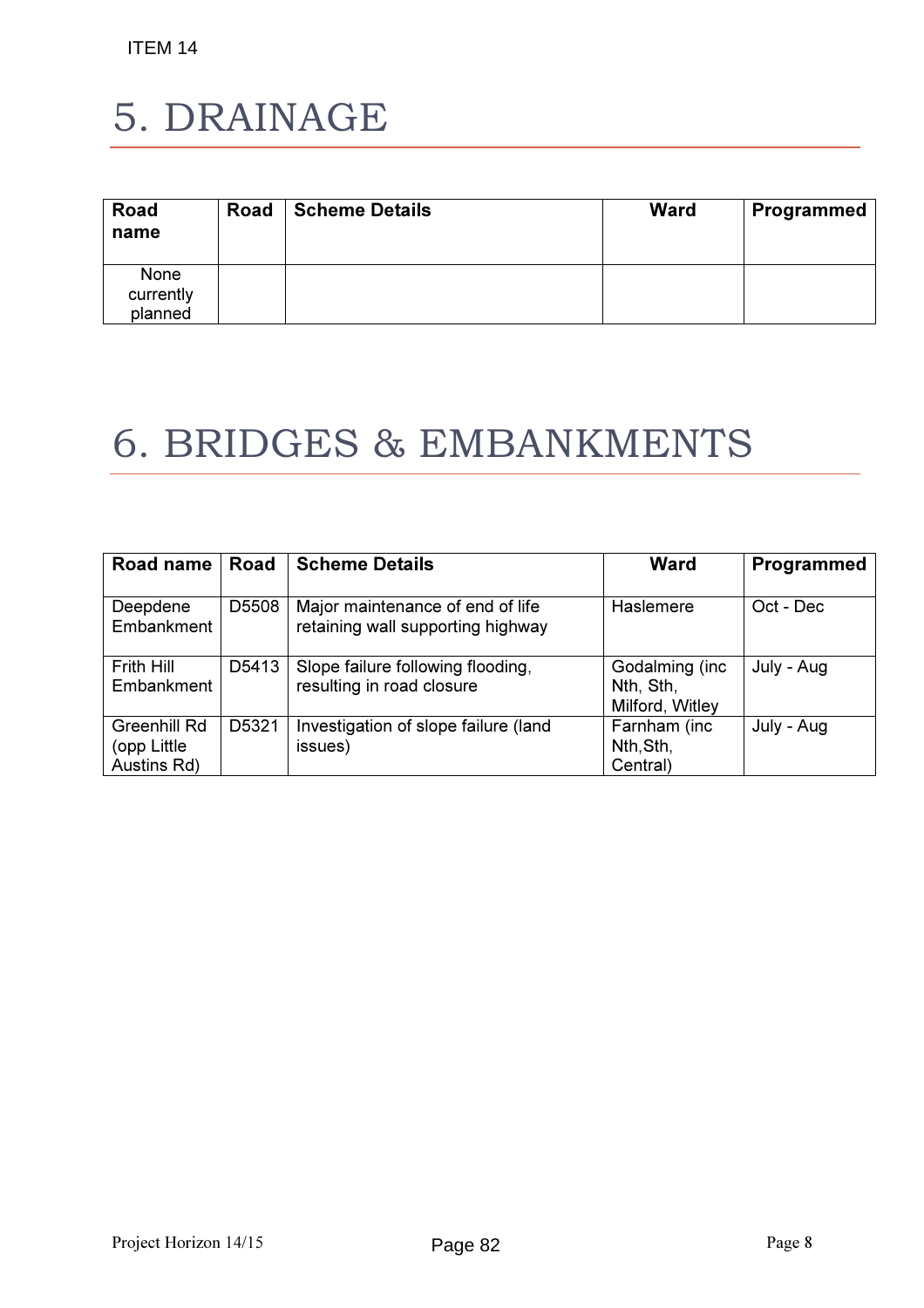# 5. DRAINAGE

| Road name | Road | Scheme Details | Ward | Programmed |
|---|---|---|---|---|
| None currently planned | | | | |

# 6. BRIDGES & EMBANKMENTS

| Road name | Road | Scheme Details | Ward | Programmed |
|---|---|---|---|---|
| Deepdene Embankment | D5508 | Major maintenance of end of life retaining wall supporting highway | Haslemere | Oct - Dec |
| Frith Hill Embankment | D5413 | Slope failure following flooding, resulting in road closure | Godalming (inc Nth, Sth, Milford, Witley | July - Aug |
| Greenhill Rd (opp Little Austins Rd) | D5321 | Investigation of slope failure (land issues) | Farnham (inc Nth,Sth, Central) | July - Aug |